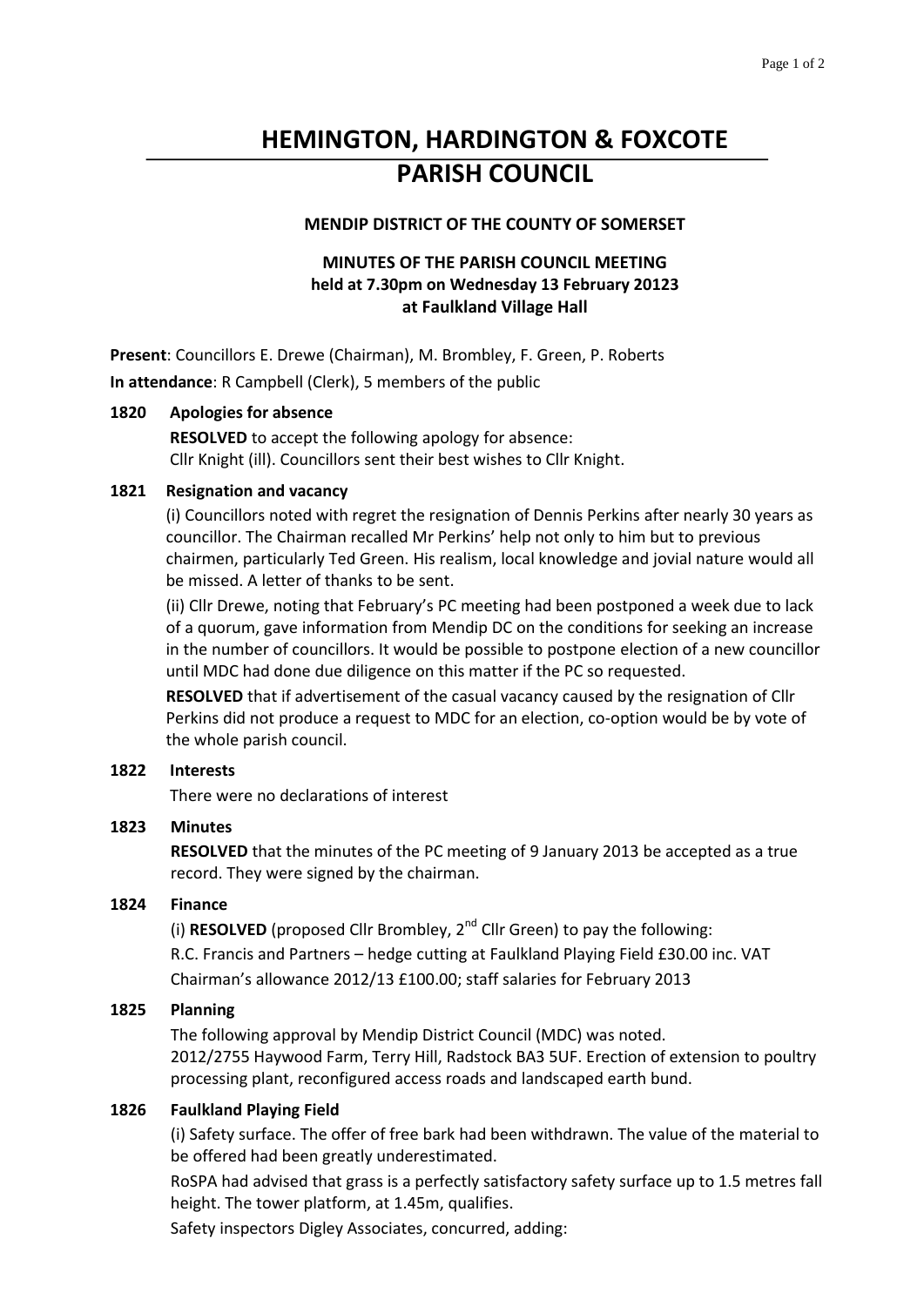# HEMINGTON, HARDINGTON & FOXCOTE PARISH COUNCIL

**MENDIP DISTRICT OF THE COUNTY OF SOMERSET**

**MINUTES OF THE PARISH COUNCIL MEETING**
**held at 7.30pm on Wednesday 13 February 20123**
**at Faulkland Village Hall**

**Present**: Councillors E. Drewe (Chairman), M. Brombley, F. Green, P. Roberts

**In attendance**: R Campbell (Clerk), 5 members of the public

### 1820 Apologies for absence

**RESOLVED** to accept the following apology for absence:
Cllr Knight (ill). Councillors sent their best wishes to Cllr Knight.

### 1821 Resignation and vacancy

(i) Councillors noted with regret the resignation of Dennis Perkins after nearly 30 years as councillor. The Chairman recalled Mr Perkins' help not only to him but to previous chairmen, particularly Ted Green. His realism, local knowledge and jovial nature would all be missed. A letter of thanks to be sent.

(ii) Cllr Drewe, noting that February's PC meeting had been postponed a week due to lack of a quorum, gave information from Mendip DC on the conditions for seeking an increase in the number of councillors. It would be possible to postpone election of a new councillor until MDC had done due diligence on this matter if the PC so requested.

**RESOLVED** that if advertisement of the casual vacancy caused by the resignation of Cllr Perkins did not produce a request to MDC for an election, co-option would be by vote of the whole parish council.

### 1822 Interests

There were no declarations of interest

### 1823 Minutes

**RESOLVED** that the minutes of the PC meeting of 9 January 2013 be accepted as a true record. They were signed by the chairman.

### 1824 Finance

(i) **RESOLVED** (proposed Cllr Brombley, 2nd Cllr Green) to pay the following:
R.C. Francis and Partners – hedge cutting at Faulkland Playing Field £30.00 inc. VAT
Chairman's allowance 2012/13 £100.00; staff salaries for February 2013

### 1825 Planning

The following approval by Mendip District Council (MDC) was noted.
2012/2755 Haywood Farm, Terry Hill, Radstock BA3 5UF. Erection of extension to poultry processing plant, reconfigured access roads and landscaped earth bund.

### 1826 Faulkland Playing Field

(i) Safety surface. The offer of free bark had been withdrawn. The value of the material to be offered had been greatly underestimated.

RoSPA had advised that grass is a perfectly satisfactory safety surface up to 1.5 metres fall height. The tower platform, at 1.45m, qualifies.

Safety inspectors Digley Associates, concurred, adding: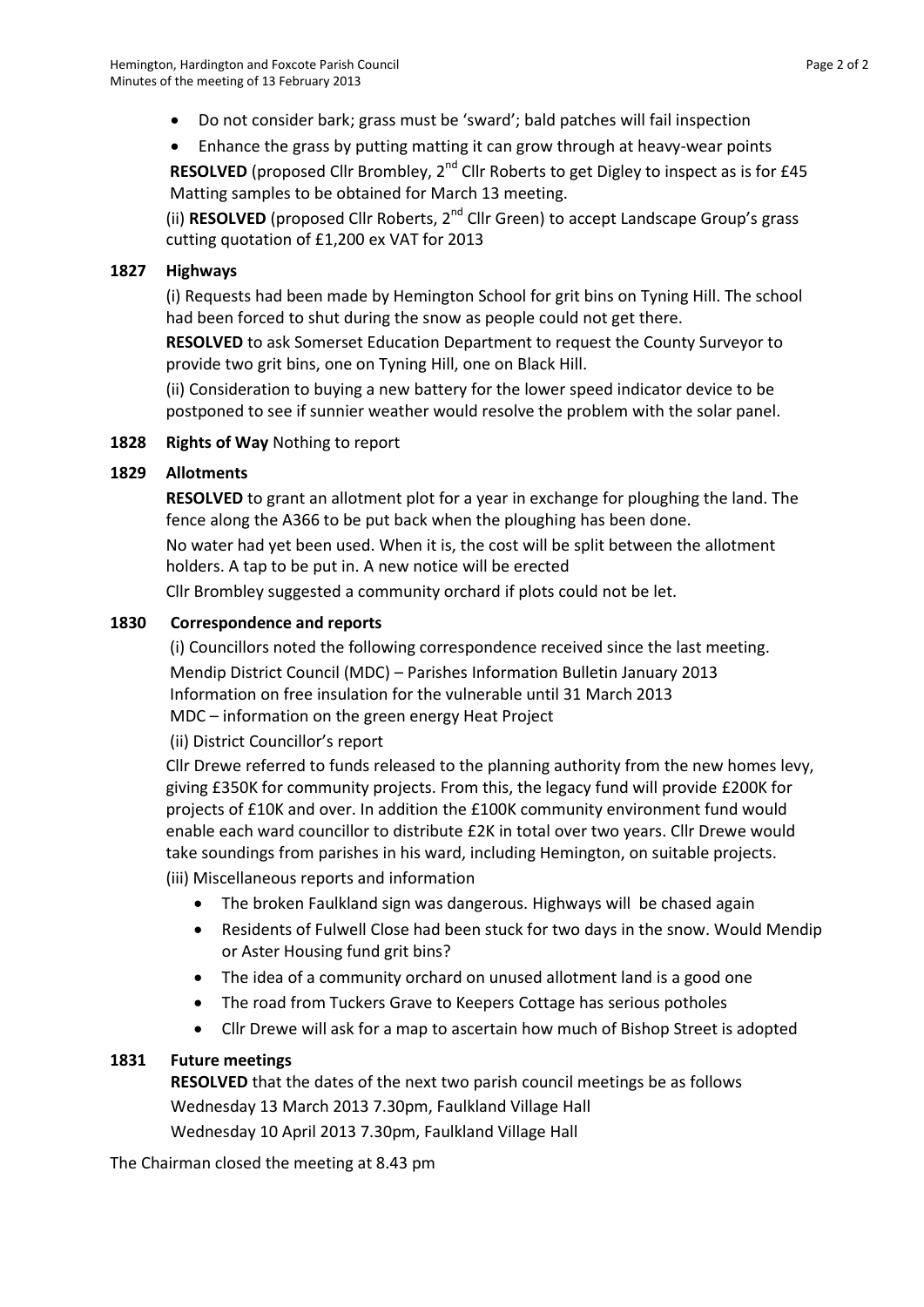- Do not consider bark; grass must be 'sward'; bald patches will fail inspection
- Enhance the grass by putting matting it can grow through at heavy-wear points

**RESOLVED** (proposed Cllr Brombley, 2nd Cllr Roberts to get Digley to inspect as is for £45 Matting samples to be obtained for March 13 meeting.

(ii) **RESOLVED** (proposed Cllr Roberts, 2nd Cllr Green) to accept Landscape Group's grass cutting quotation of £1,200 ex VAT for 2013

**1827 Highways**

(i) Requests had been made by Hemington School for grit bins on Tyning Hill. The school had been forced to shut during the snow as people could not get there.

**RESOLVED** to ask Somerset Education Department to request the County Surveyor to provide two grit bins, one on Tyning Hill, one on Black Hill.

(ii) Consideration to buying a new battery for the lower speed indicator device to be postponed to see if sunnier weather would resolve the problem with the solar panel.

**1828 Rights of Way** Nothing to report

**1829 Allotments**

**RESOLVED** to grant an allotment plot for a year in exchange for ploughing the land. The fence along the A366 to be put back when the ploughing has been done.

No water had yet been used. When it is, the cost will be split between the allotment holders. A tap to be put in. A new notice will be erected

Cllr Brombley suggested a community orchard if plots could not be let.

**1830 Correspondence and reports**

(i) Councillors noted the following correspondence received since the last meeting.
Mendip District Council (MDC) – Parishes Information Bulletin January 2013
Information on free insulation for the vulnerable until 31 March 2013
MDC – information on the green energy Heat Project

(ii) District Councillor's report

Cllr Drewe referred to funds released to the planning authority from the new homes levy, giving £350K for community projects. From this, the legacy fund will provide £200K for projects of £10K and over. In addition the £100K community environment fund would enable each ward councillor to distribute £2K in total over two years. Cllr Drewe would take soundings from parishes in his ward, including Hemington, on suitable projects.

(iii) Miscellaneous reports and information

- The broken Faulkland sign was dangerous. Highways will be chased again
- Residents of Fulwell Close had been stuck for two days in the snow. Would Mendip or Aster Housing fund grit bins?
- The idea of a community orchard on unused allotment land is a good one
- The road from Tuckers Grave to Keepers Cottage has serious potholes
- Cllr Drewe will ask for a map to ascertain how much of Bishop Street is adopted

**1831 Future meetings**

**RESOLVED** that the dates of the next two parish council meetings be as follows
Wednesday 13 March 2013 7.30pm, Faulkland Village Hall
Wednesday 10 April 2013 7.30pm, Faulkland Village Hall

The Chairman closed the meeting at 8.43 pm